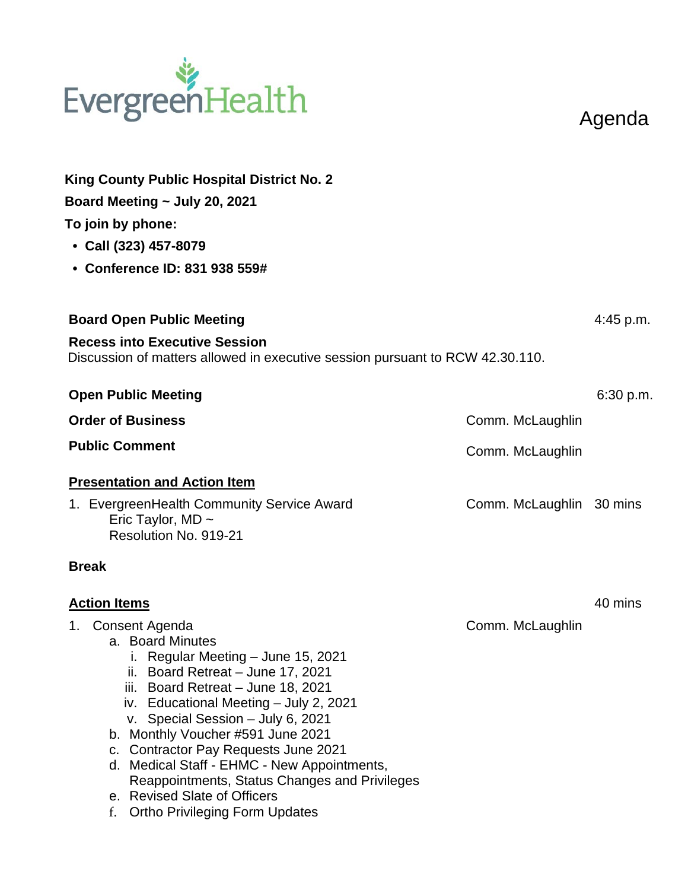EvergreenHealth

# Agenda

**King County Public Hospital District No. 2**

**Board Meeting ~ July 20, 2021**

**To join by phone:**

- **Call (323) 457-8079**
- **Conference ID: 831 938 559#**

**Board Open Public Meeting** 4:45 p.m.

**Recess into Executive Session**
Discussion of matters allowed in executive session pursuant to RCW 42.30.110.

**Open Public Meeting** 6:30 p.m.

**Order of Business** Comm. McLaughlin

**Public Comment** Comm. McLaughlin

**Presentation and Action Item**

1. EvergreenHealth Community Service Award — Comm. McLaughlin — 30 mins
   Eric Taylor, MD ~
   Resolution No. 919-21

**Break**

**Action Items** 40 mins

1. Consent Agenda — Comm. McLaughlin
   a. Board Minutes
      i. Regular Meeting – June 15, 2021
      ii. Board Retreat – June 17, 2021
      iii. Board Retreat – June 18, 2021
      iv. Educational Meeting – July 2, 2021
      v. Special Session – July 6, 2021
   b. Monthly Voucher #591 June 2021
   c. Contractor Pay Requests June 2021
   d. Medical Staff - EHMC - New Appointments, Reappointments, Status Changes and Privileges
   e. Revised Slate of Officers
   f. Ortho Privileging Form Updates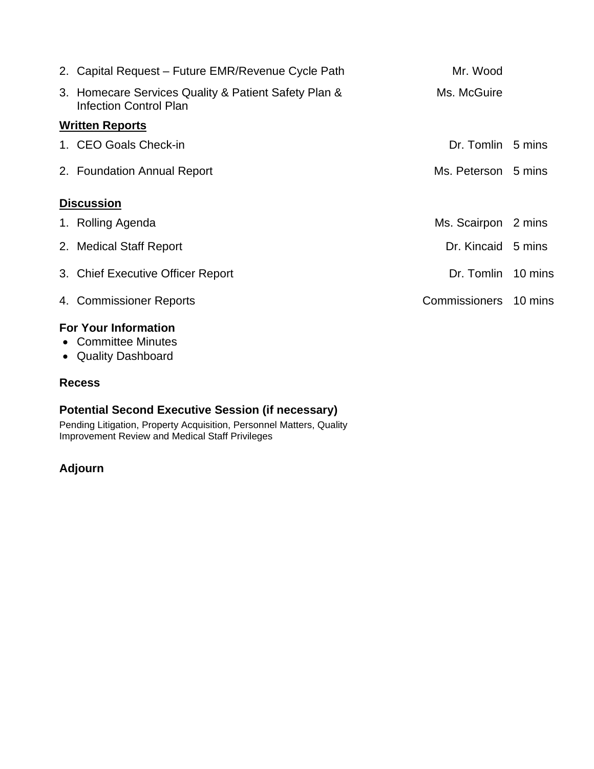| | | |
|---|---|---|
| 2. Capital Request – Future EMR/Revenue Cycle Path | Mr. Wood | |
| 3. Homecare Services Quality & Patient Safety Plan & Infection Control Plan | Ms. McGuire | |
| **Written Reports** | | |
| 1. CEO Goals Check-in | Dr. Tomlin | 5 mins |
| 2. Foundation Annual Report | Ms. Peterson | 5 mins |
| **Discussion** | | |
| 1. Rolling Agenda | Ms. Scairpon | 2 mins |
| 2. Medical Staff Report | Dr. Kincaid | 5 mins |
| 3. Chief Executive Officer Report | Dr. Tomlin | 10 mins |
| 4. Commissioner Reports | Commissioners | 10 mins |

**For Your Information**

- Committee Minutes
- Quality Dashboard

**Recess**

**Potential Second Executive Session (if necessary)**

Pending Litigation, Property Acquisition, Personnel Matters, Quality Improvement Review and Medical Staff Privileges

**Adjourn**